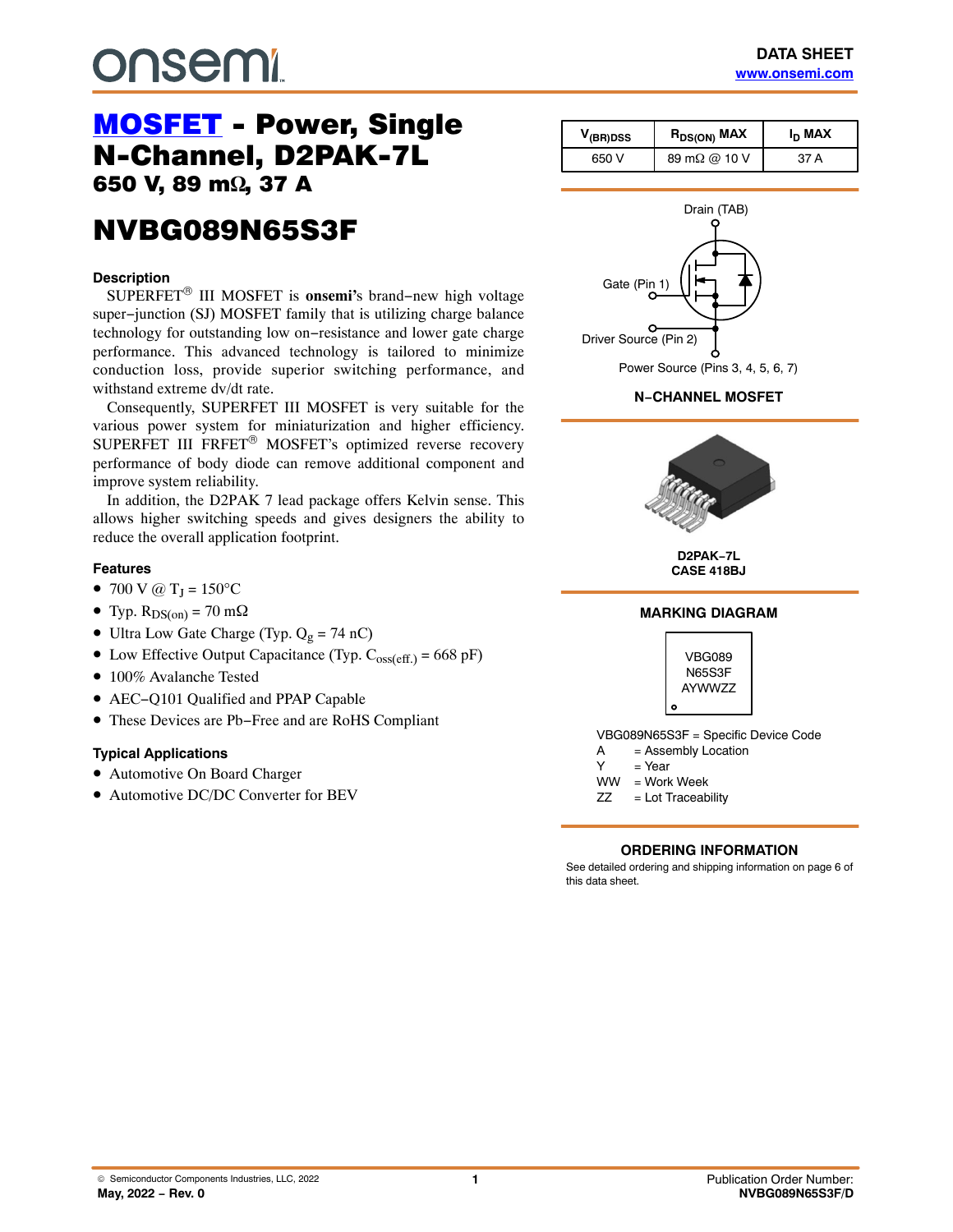# MOSFET - Power, Single N-Channel, D2PAK-7L

## 650 V, 89 mΩ, 37 A

# NVBG089N65S3F

### Description

SUPERFET® III MOSFET is **onsemi's** brand−new high voltage super−junction (SJ) MOSFET family that is utilizing charge balance technology for outstanding low on−resistance and lower gate charge performance. This advanced technology is tailored to minimize conduction loss, provide superior switching performance, and withstand extreme dv/dt rate.

Consequently, SUPERFET III MOSFET is very suitable for the various power system for miniaturization and higher efficiency. SUPERFET III FRFET® MOSFET's optimized reverse recovery performance of body diode can remove additional component and improve system reliability.

In addition, the D2PAK 7 lead package offers Kelvin sense. This allows higher switching speeds and gives designers the ability to reduce the overall application footprint.

### Features

- 700 V @ $T_J$ = 150°C
- Typ. $R_{DS(on)}$ = 70 mΩ
- Ultra Low Gate Charge (Typ. $Q_g$ = 74 nC)
- Low Effective Output Capacitance (Typ. $C_{oss(eff.)}$ = 668 pF)
- 100% Avalanche Tested
- AEC−Q101 Qualified and PPAP Capable
- These Devices are Pb−Free and are RoHS Compliant

### Typical Applications

- Automotive On Board Charger
- Automotive DC/DC Converter for BEV

| $V_{(BR)DSS}$ | $R_{DS(ON)}$ MAX | $I_D$ MAX |
|---|---|---|
| 650 V | 89 mΩ @ 10 V | 37 A |

Drain (TAB)

Gate (Pin 1)

Driver Source (Pin 2)

Power Source (Pins 3, 4, 5, 6, 7)

**N−CHANNEL MOSFET**

**D2PAK−7L**
**CASE 418BJ**

### MARKING DIAGRAM

VBG089
N65S3F
AYWWZZ

VBG089N65S3F = Specific Device Code
A = Assembly Location
Y = Year
WW = Work Week
ZZ = Lot Traceability

### ORDERING INFORMATION

See detailed ordering and shipping information on page 6 of this data sheet.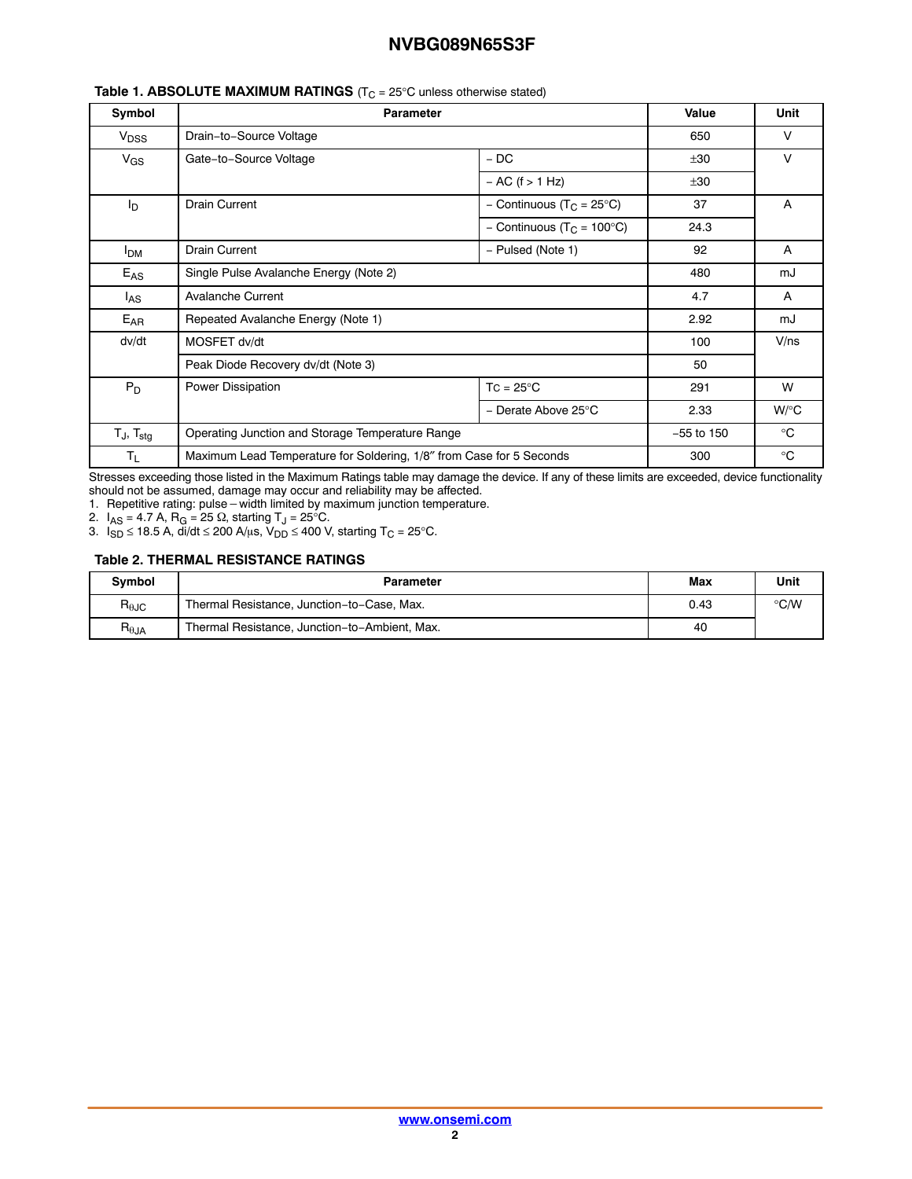**Table 1. ABSOLUTE MAXIMUM RATINGS** ($T_C$ = 25°C unless otherwise stated)

| Symbol | Parameter | | Value | Unit |
|---|---|---|---|---|
| $V_{DSS}$ | Drain−to−Source Voltage | | 650 | V |
| $V_{GS}$ | Gate−to−Source Voltage | − DC | ±30 | V |
| | | − AC (f > 1 Hz) | ±30 | |
| $I_D$ | Drain Current | − Continuous ($T_C$ = 25°C) | 37 | A |
| | | − Continuous ($T_C$ = 100°C) | 24.3 | |
| $I_{DM}$ | Drain Current | − Pulsed (Note 1) | 92 | A |
| $E_{AS}$ | Single Pulse Avalanche Energy (Note 2) | | 480 | mJ |
| $I_{AS}$ | Avalanche Current | | 4.7 | A |
| $E_{AR}$ | Repeated Avalanche Energy (Note 1) | | 2.92 | mJ |
| dv/dt | MOSFET dv/dt | | 100 | V/ns |
| | Peak Diode Recovery dv/dt (Note 3) | | 50 | |
| $P_D$ | Power Dissipation | $T_C$ = 25°C | 291 | W |
| | | − Derate Above 25°C | 2.33 | W/°C |
| $T_J$, $T_{stg}$ | Operating Junction and Storage Temperature Range | | −55 to 150 | °C |
| $T_L$ | Maximum Lead Temperature for Soldering, 1/8″ from Case for 5 Seconds | | 300 | °C |

Stresses exceeding those listed in the Maximum Ratings table may damage the device. If any of these limits are exceeded, device functionality should not be assumed, damage may occur and reliability may be affected.

1. Repetitive rating: pulse − width limited by maximum junction temperature.
2. $I_{AS}$ = 4.7 A, $R_G$ = 25 Ω, starting $T_J$ = 25°C.
3. $I_{SD}$ ≤ 18.5 A, di/dt ≤ 200 A/μs, $V_{DD}$ ≤ 400 V, starting $T_C$ = 25°C.

**Table 2. THERMAL RESISTANCE RATINGS**

| Symbol | Parameter | Max | Unit |
|---|---|---|---|
| $R_{\theta JC}$ | Thermal Resistance, Junction−to−Case, Max. | 0.43 | °C/W |
| $R_{\theta JA}$ | Thermal Resistance, Junction−to−Ambient, Max. | 40 | |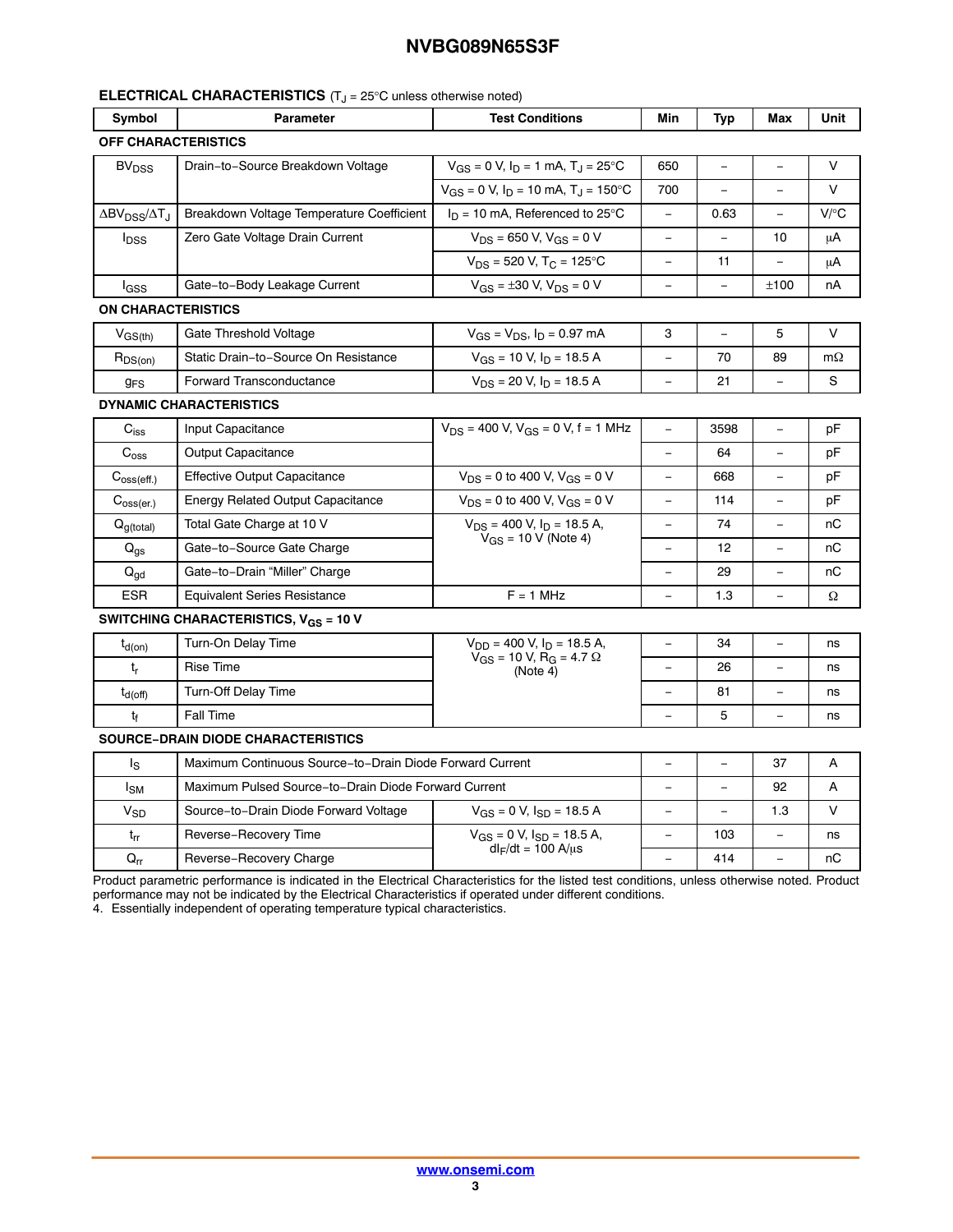## ELECTRICAL CHARACTERISTICS ($T_J$ = 25°C unless otherwise noted)

| Symbol | Parameter | Test Conditions | Min | Typ | Max | Unit |
|---|---|---|---|---|---|---|
| **OFF CHARACTERISTICS** | | | | | | |
| $BV_{DSS}$ | Drain−to−Source Breakdown Voltage | $V_{GS}$ = 0 V, $I_D$ = 1 mA, $T_J$ = 25°C | 650 | – | – | V |
| | | $V_{GS}$ = 0 V, $I_D$ = 10 mA, $T_J$ = 150°C | 700 | – | – | V |
| $\Delta BV_{DSS}/\Delta T_J$ | Breakdown Voltage Temperature Coefficient | $I_D$ = 10 mA, Referenced to 25°C | – | 0.63 | – | V/°C |
| $I_{DSS}$ | Zero Gate Voltage Drain Current | $V_{DS}$ = 650 V, $V_{GS}$ = 0 V | – | – | 10 | μA |
| | | $V_{DS}$ = 520 V, $T_C$ = 125°C | – | 11 | – | μA |
| $I_{GSS}$ | Gate−to−Body Leakage Current | $V_{GS}$ = ±30 V, $V_{DS}$ = 0 V | – | – | ±100 | nA |
| **ON CHARACTERISTICS** | | | | | | |
| $V_{GS(th)}$ | Gate Threshold Voltage | $V_{GS}$ = $V_{DS}$, $I_D$ = 0.97 mA | 3 | – | 5 | V |
| $R_{DS(on)}$ | Static Drain−to−Source On Resistance | $V_{GS}$ = 10 V, $I_D$ = 18.5 A | – | 70 | 89 | mΩ |
| $g_{FS}$ | Forward Transconductance | $V_{DS}$ = 20 V, $I_D$ = 18.5 A | – | 21 | – | S |
| **DYNAMIC CHARACTERISTICS** | | | | | | |
| $C_{iss}$ | Input Capacitance | $V_{DS}$ = 400 V, $V_{GS}$ = 0 V, f = 1 MHz | – | 3598 | – | pF |
| $C_{oss}$ | Output Capacitance | | – | 64 | – | pF |
| $C_{oss(eff.)}$ | Effective Output Capacitance | $V_{DS}$ = 0 to 400 V, $V_{GS}$ = 0 V | – | 668 | – | pF |
| $C_{oss(er.)}$ | Energy Related Output Capacitance | $V_{DS}$ = 0 to 400 V, $V_{GS}$ = 0 V | – | 114 | – | pF |
| $Q_{g(total)}$ | Total Gate Charge at 10 V | $V_{DS}$ = 400 V, $I_D$ = 18.5 A, $V_{GS}$ = 10 V (Note 4) | – | 74 | – | nC |
| $Q_{gs}$ | Gate−to−Source Gate Charge | | – | 12 | – | nC |
| $Q_{gd}$ | Gate−to−Drain "Miller" Charge | | – | 29 | – | nC |
| ESR | Equivalent Series Resistance | F = 1 MHz | – | 1.3 | – | Ω |
| **SWITCHING CHARACTERISTICS, $V_{GS}$ = 10 V** | | | | | | |
| $t_{d(on)}$ | Turn-On Delay Time | $V_{DD}$ = 400 V, $I_D$ = 18.5 A, $V_{GS}$ = 10 V, $R_G$ = 4.7 Ω (Note 4) | – | 34 | – | ns |
| $t_r$ | Rise Time | | – | 26 | – | ns |
| $t_{d(off)}$ | Turn-Off Delay Time | | – | 81 | – | ns |
| $t_f$ | Fall Time | | – | 5 | – | ns |
| **SOURCE−DRAIN DIODE CHARACTERISTICS** | | | | | | |
| $I_S$ | Maximum Continuous Source−to−Drain Diode Forward Current | | – | – | 37 | A |
| $I_{SM}$ | Maximum Pulsed Source−to−Drain Diode Forward Current | | – | – | 92 | A |
| $V_{SD}$ | Source−to−Drain Diode Forward Voltage | $V_{GS}$ = 0 V, $I_{SD}$ = 18.5 A | – | – | 1.3 | V |
| $t_{rr}$ | Reverse−Recovery Time | $V_{GS}$ = 0 V, $I_{SD}$ = 18.5 A, $dI_F/dt$ = 100 A/μs | – | 103 | – | ns |
| $Q_{rr}$ | Reverse−Recovery Charge | | – | 414 | – | nC |

Product parametric performance is indicated in the Electrical Characteristics for the listed test conditions, unless otherwise noted. Product performance may not be indicated by the Electrical Characteristics if operated under different conditions.

4. Essentially independent of operating temperature typical characteristics.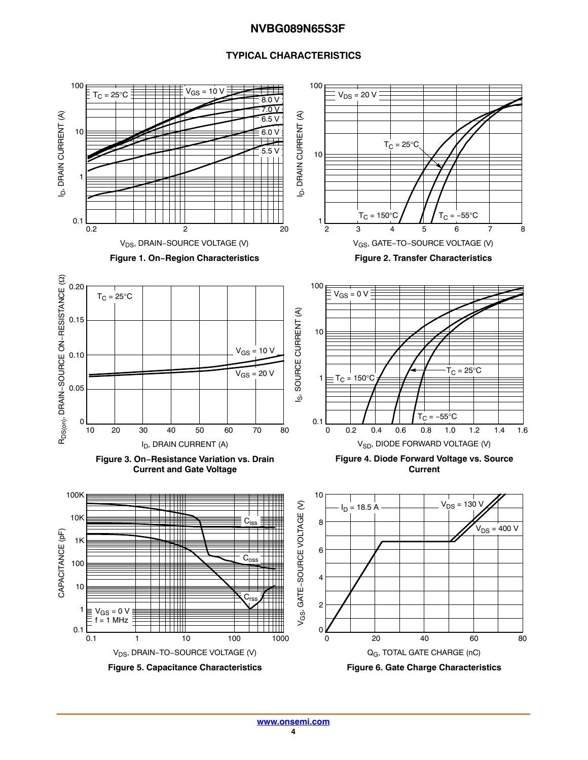## TYPICAL CHARACTERISTICS

Figure 1. On−Region Characteristics

Figure 2. Transfer Characteristics

Figure 3. On−Resistance Variation vs. Drain Current and Gate Voltage

Figure 4. Diode Forward Voltage vs. Source Current

Figure 5. Capacitance Characteristics

Figure 6. Gate Charge Characteristics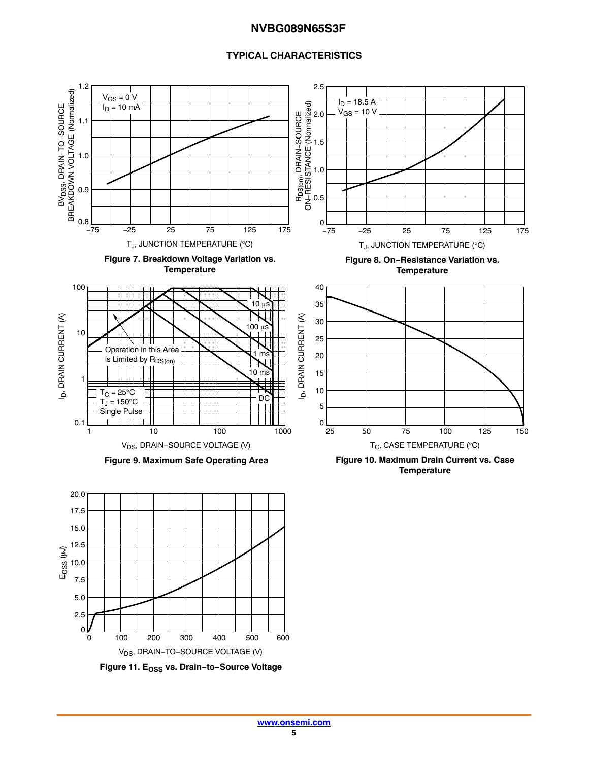## TYPICAL CHARACTERISTICS

Figure 7. Breakdown Voltage Variation vs. Temperature

Figure 8. On−Resistance Variation vs. Temperature

Figure 9. Maximum Safe Operating Area

Figure 10. Maximum Drain Current vs. Case Temperature

Figure 11. $E_{OSS}$ vs. Drain−to−Source Voltage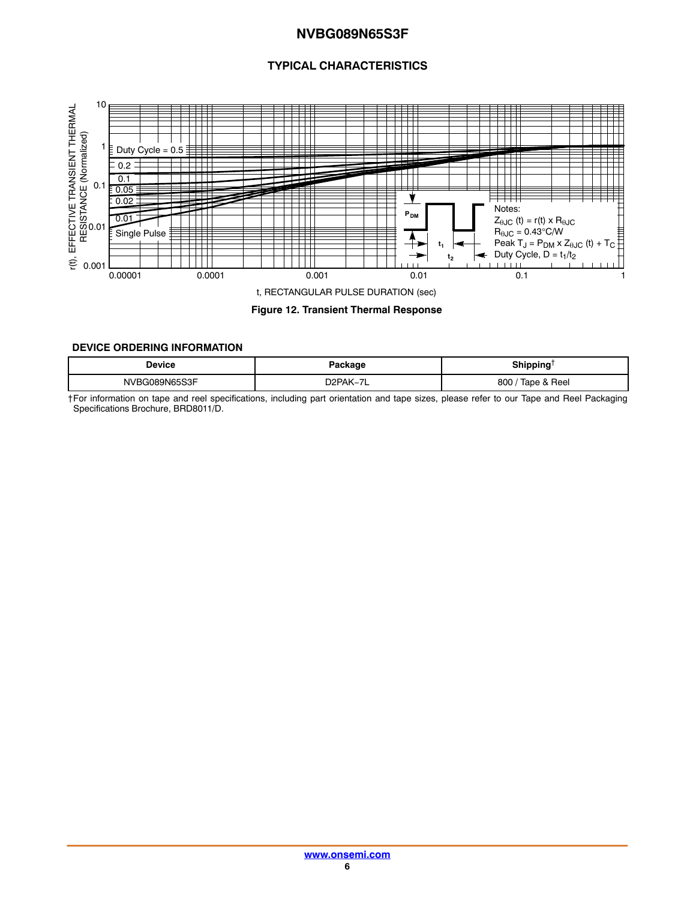## TYPICAL CHARACTERISTICS

Figure 12. Transient Thermal Response

### DEVICE ORDERING INFORMATION

| Device | Package | Shipping† |
| --- | --- | --- |
| NVBG089N65S3F | D2PAK−7L | 800 / Tape & Reel |

†For information on tape and reel specifications, including part orientation and tape sizes, please refer to our Tape and Reel Packaging Specifications Brochure, BRD8011/D.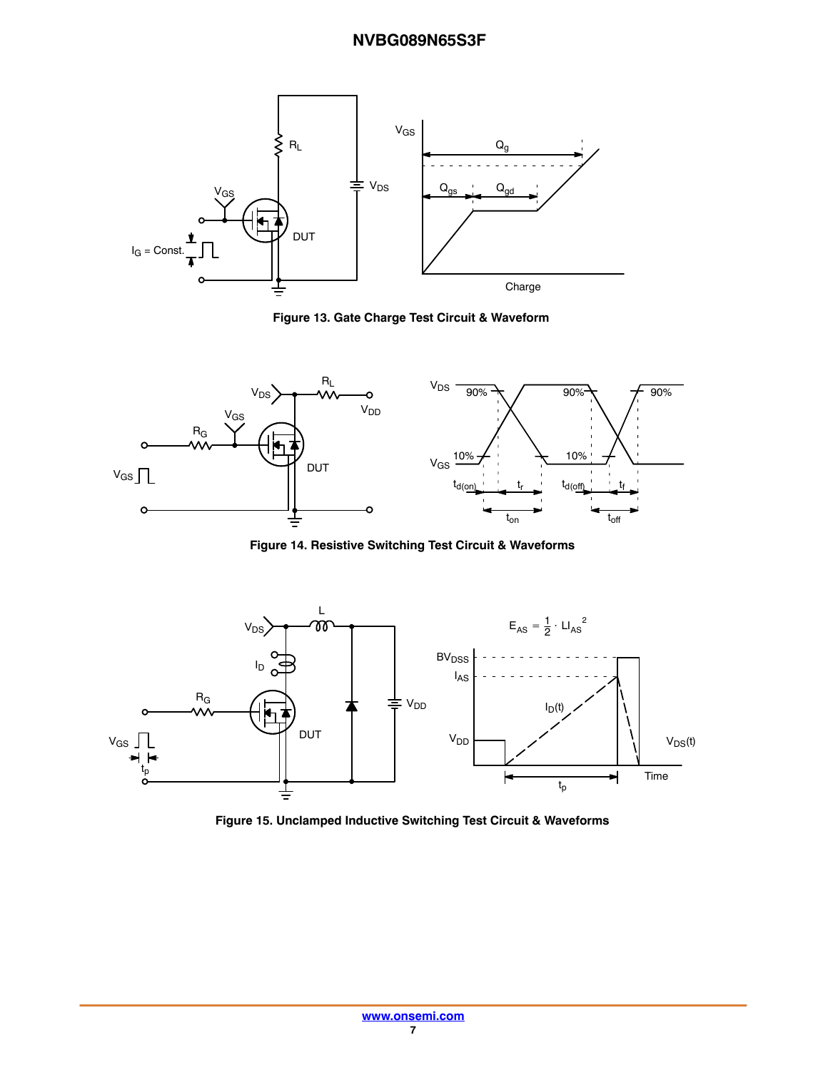Figure 13. Gate Charge Test Circuit & Waveform

Figure 14. Resistive Switching Test Circuit & Waveforms

$$E_{AS} = \frac{1}{2} \cdot L I_{AS}^2$$

Figure 15. Unclamped Inductive Switching Test Circuit & Waveforms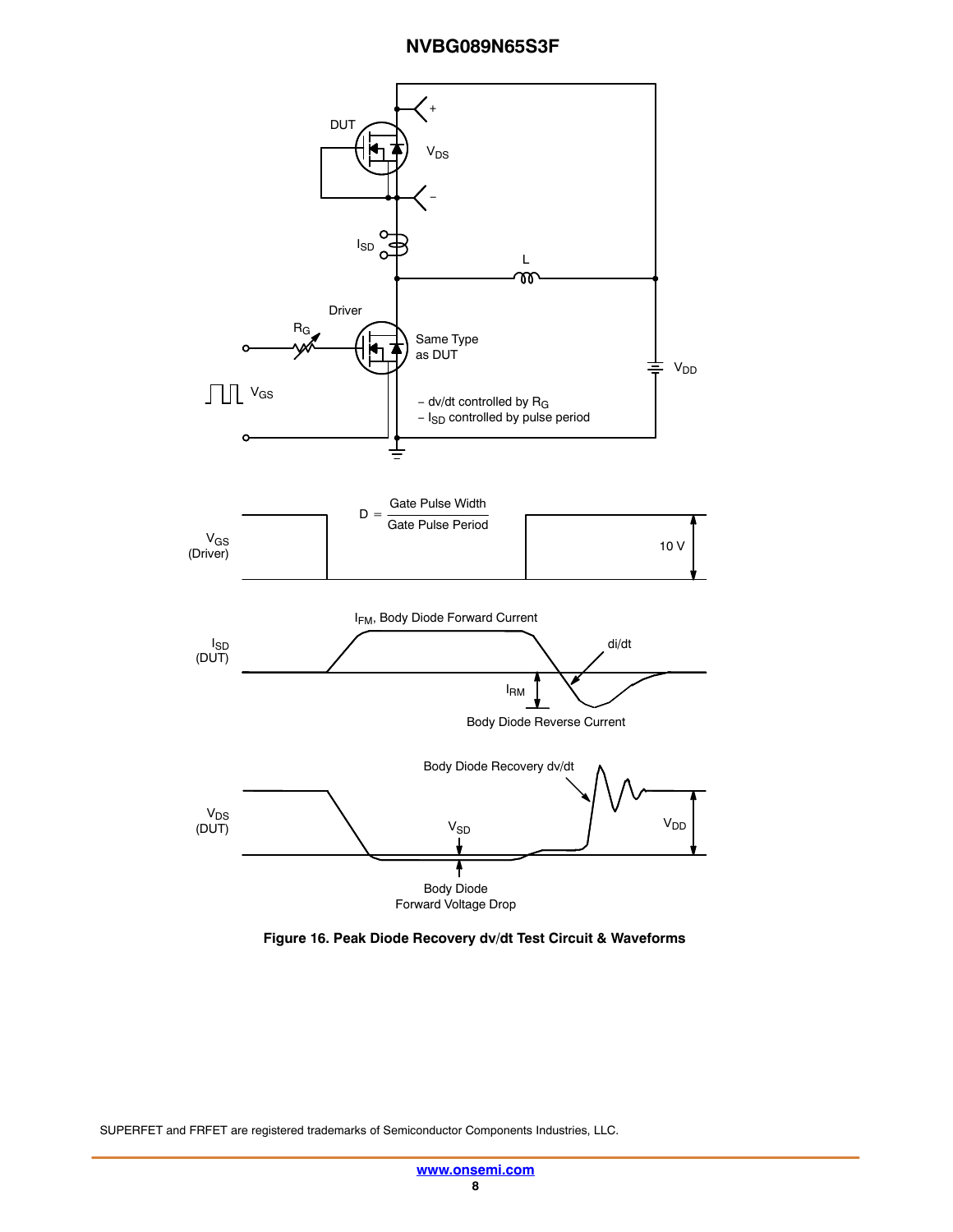Figure 16. Peak Diode Recovery dv/dt Test Circuit & Waveforms

SUPERFET and FRFET are registered trademarks of Semiconductor Components Industries, LLC.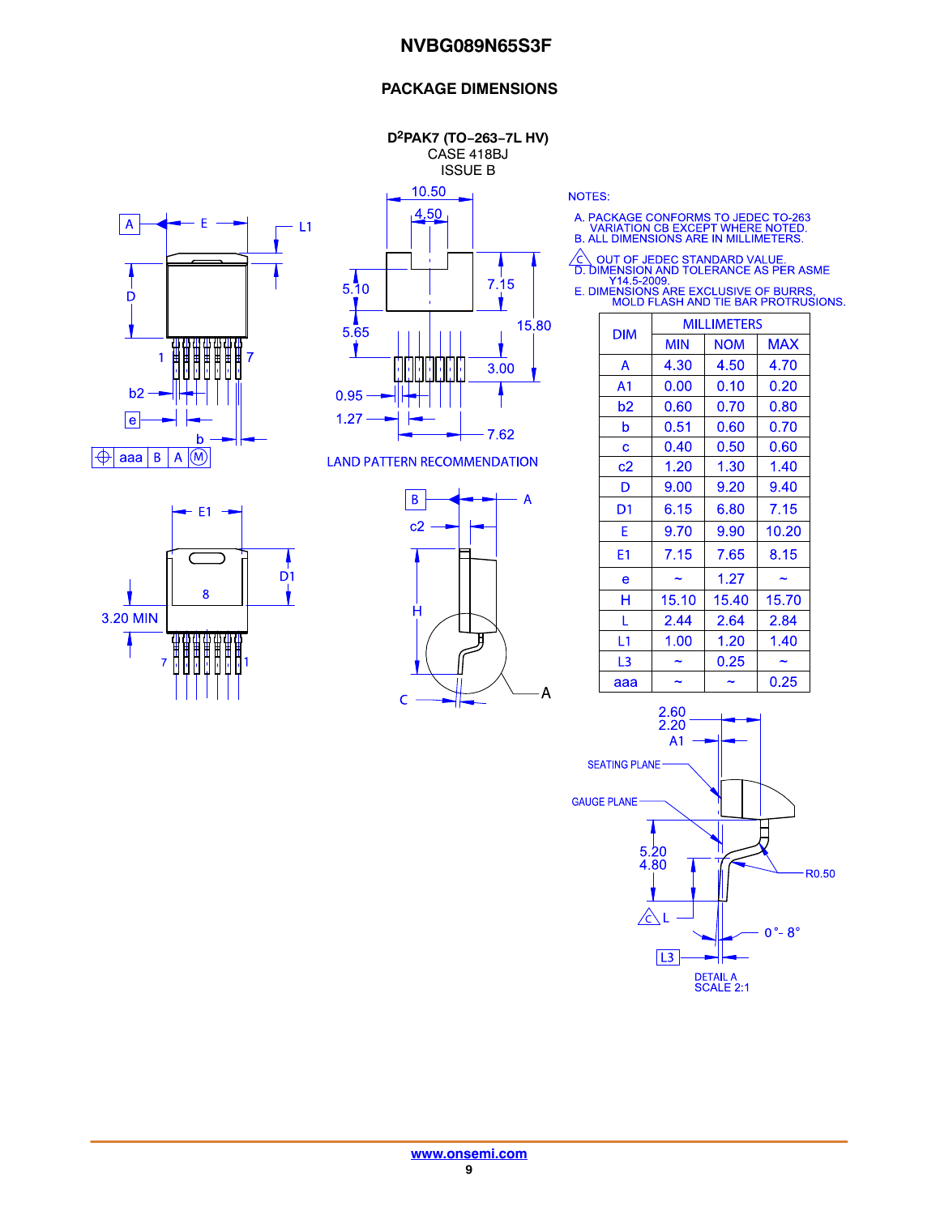## PACKAGE DIMENSIONS

**D²PAK7 (TO−263−7L HV)**
CASE 418BJ
ISSUE B

NOTES:

A. PACKAGE CONFORMS TO JEDEC TO-263 VARIATION CB EXCEPT WHERE NOTED.
B. ALL DIMENSIONS ARE IN MILLIMETERS.
C. OUT OF JEDEC STANDARD VALUE.
D. DIMENSION AND TOLERANCE AS PER ASME Y14.5-2009.
E. DIMENSIONS ARE EXCLUSIVE OF BURRS, MOLD FLASH AND TIE BAR PROTRUSIONS.

| DIM | MILLIMETERS | | |
|---|---|---|---|
| | MIN | NOM | MAX |
| A | 4.30 | 4.50 | 4.70 |
| A1 | 0.00 | 0.10 | 0.20 |
| b2 | 0.60 | 0.70 | 0.80 |
| b | 0.51 | 0.60 | 0.70 |
| c | 0.40 | 0.50 | 0.60 |
| c2 | 1.20 | 1.30 | 1.40 |
| D | 9.00 | 9.20 | 9.40 |
| D1 | 6.15 | 6.80 | 7.15 |
| E | 9.70 | 9.90 | 10.20 |
| E1 | 7.15 | 7.65 | 8.15 |
| e | ~ | 1.27 | ~ |
| H | 15.10 | 15.40 | 15.70 |
| L | 2.44 | 2.64 | 2.84 |
| L1 | 1.00 | 1.20 | 1.40 |
| L3 | ~ | 0.25 | ~ |
| aaa | ~ | ~ | 0.25 |

LAND PATTERN RECOMMENDATION

DETAIL A
SCALE 2:1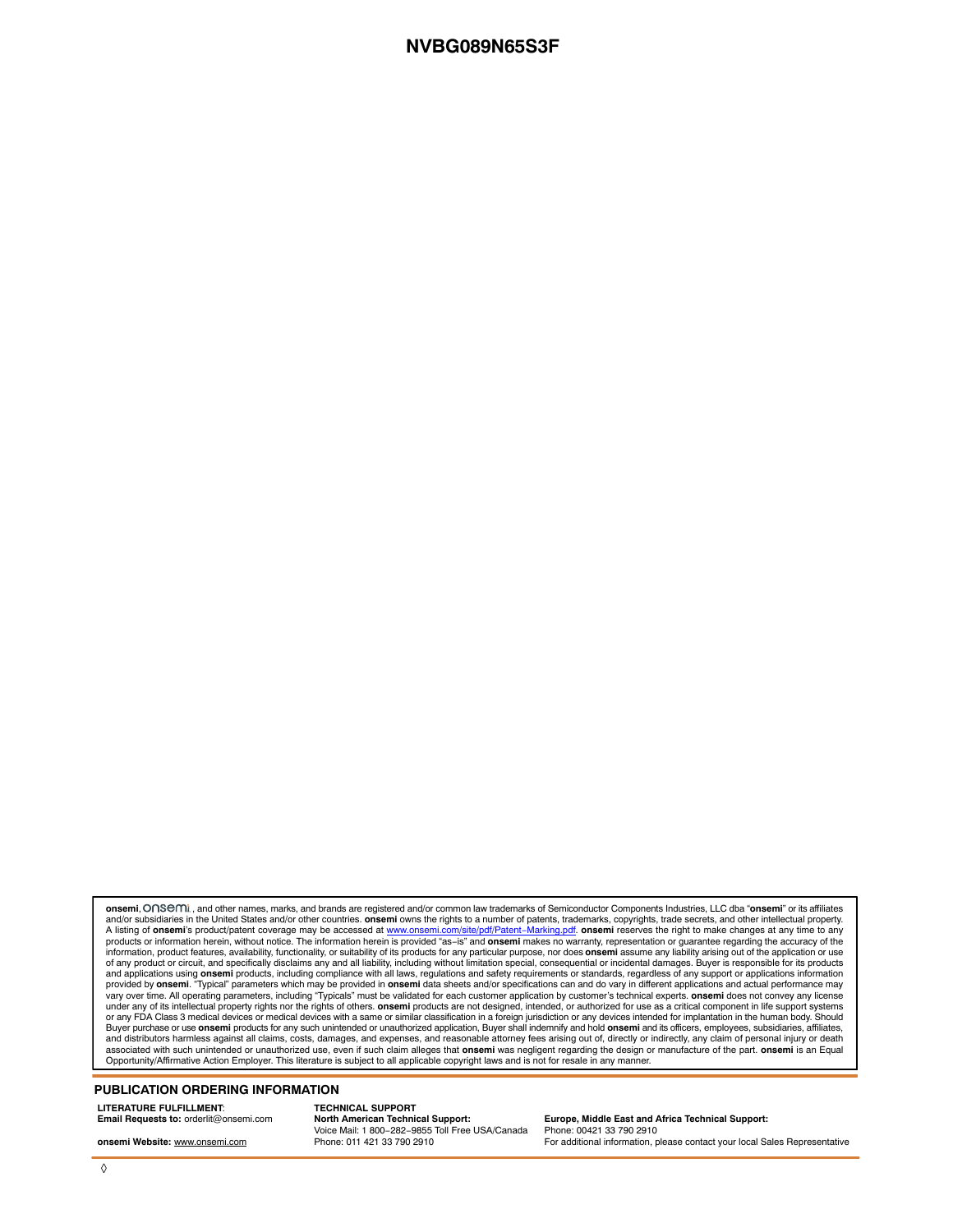**onsemi**, ONSEMI, and other names, marks, and brands are registered and/or common law trademarks of Semiconductor Components Industries, LLC dba "**onsemi**" or its affiliates and/or subsidiaries in the United States and/or other countries. **onsemi** owns the rights to a number of patents, trademarks, copyrights, trade secrets, and other intellectual property. A listing of **onsemi**'s product/patent coverage may be accessed at www.onsemi.com/site/pdf/Patent−Marking.pdf. **onsemi** reserves the right to make changes at any time to any products or information herein, without notice. The information herein is provided "as−is" and **onsemi** makes no warranty, representation or guarantee regarding the accuracy of the information, product features, availability, functionality, or suitability of its products for any particular purpose, nor does **onsemi** assume any liability arising out of the application or use of any product or circuit, and specifically disclaims any and all liability, including without limitation special, consequential or incidental damages. Buyer is responsible for its products and applications using **onsemi** products, including compliance with all laws, regulations and safety requirements or standards, regardless of any support or applications information provided by **onsemi**. "Typical" parameters which may be provided in **onsemi** data sheets and/or specifications can and do vary in different applications and actual performance may vary over time. All operating parameters, including "Typicals" must be validated for each customer application by customer's technical experts. **onsemi** does not convey any license under any of its intellectual property rights nor the rights of others. **onsemi** products are not designed, intended, or authorized for use as a critical component in life support systems or any FDA Class 3 medical devices or medical devices with a same or similar classification in a foreign jurisdiction or any devices intended for implantation in the human body. Should Buyer purchase or use **onsemi** products for any such unintended or unauthorized application, Buyer shall indemnify and hold **onsemi** and its officers, employees, subsidiaries, affiliates, and distributors harmless against all claims, costs, damages, and expenses, and reasonable attorney fees arising out of, directly or indirectly, any claim of personal injury or death associated with such unintended or unauthorized use, even if such claim alleges that **onsemi** was negligent regarding the design or manufacture of the part. **onsemi** is an Equal Opportunity/Affirmative Action Employer. This literature is subject to all applicable copyright laws and is not for resale in any manner.

## PUBLICATION ORDERING INFORMATION

**LITERATURE FULFILLMENT**:
**Email Requests to:** orderlit@onsemi.com

**onsemi Website:** www.onsemi.com

**TECHNICAL SUPPORT**
**North American Technical Support:**
Voice Mail: 1 800−282−9855 Toll Free USA/Canada
Phone: 011 421 33 790 2910

**Europe, Middle East and Africa Technical Support:**
Phone: 00421 33 790 2910
For additional information, please contact your local Sales Representative

◊